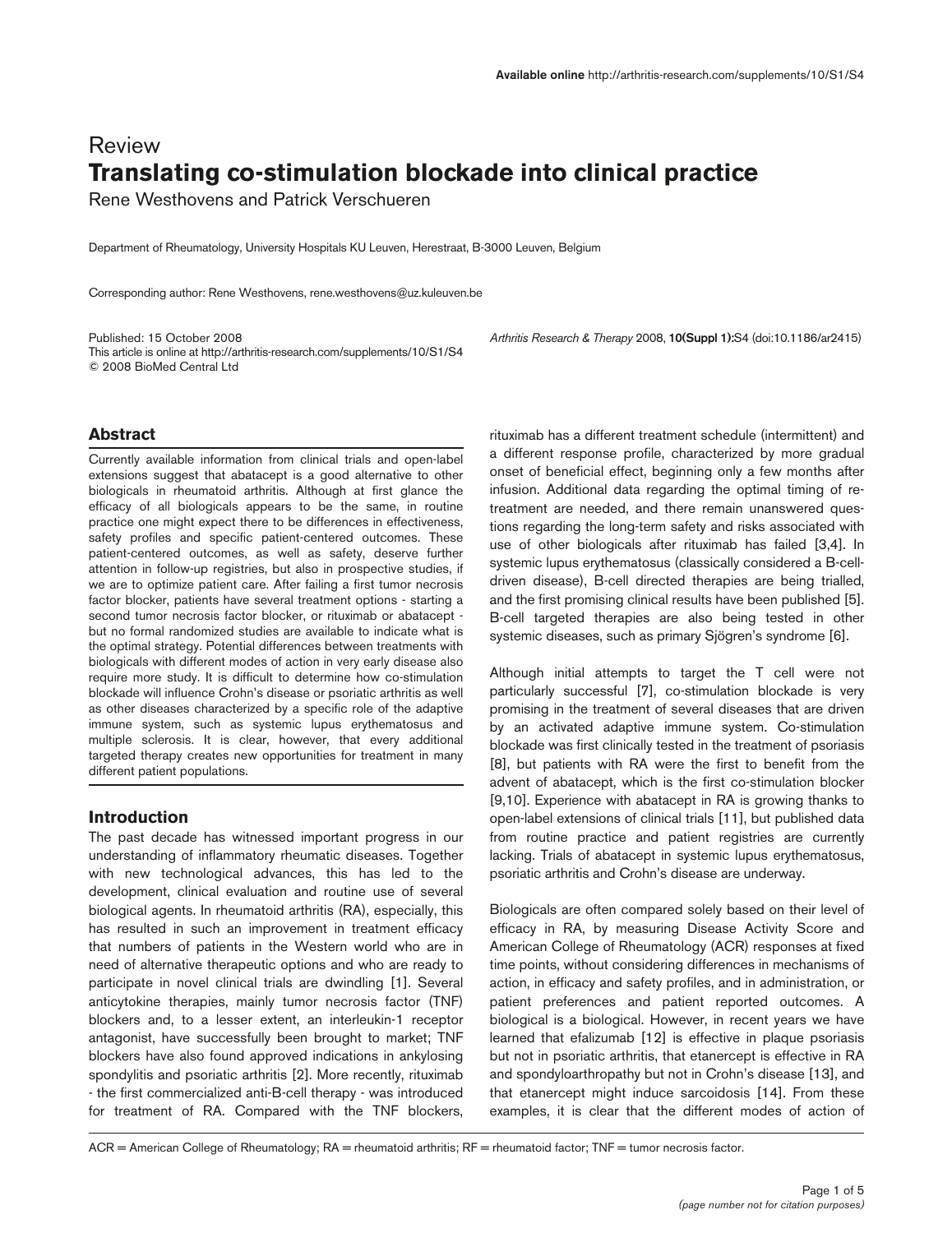Review

# Translating co-stimulation blockade into clinical practice

Rene Westhovens and Patrick Verschueren

Department of Rheumatology, University Hospitals KU Leuven, Herestraat, B-3000 Leuven, Belgium

Corresponding author: Rene Westhovens, rene.westhovens@uz.kuleuven.be

Published: 15 October 2008

This article is online at http://arthritis-research.com/supplements/10/S1/S4

© 2008 BioMed Central Ltd

*Arthritis Research & Therapy* 2008, **10(Suppl 1):**S4 (doi:10.1186/ar2415)

## Abstract

Currently available information from clinical trials and open-label extensions suggest that abatacept is a good alternative to other biologicals in rheumatoid arthritis. Although at first glance the efficacy of all biologicals appears to be the same, in routine practice one might expect there to be differences in effectiveness, safety profiles and specific patient-centered outcomes. These patient-centered outcomes, as well as safety, deserve further attention in follow-up registries, but also in prospective studies, if we are to optimize patient care. After failing a first tumor necrosis factor blocker, patients have several treatment options - starting a second tumor necrosis factor blocker, or rituximab or abatacept - but no formal randomized studies are available to indicate what is the optimal strategy. Potential differences between treatments with biologicals with different modes of action in very early disease also require more study. It is difficult to determine how co-stimulation blockade will influence Crohn's disease or psoriatic arthritis as well as other diseases characterized by a specific role of the adaptive immune system, such as systemic lupus erythematosus and multiple sclerosis. It is clear, however, that every additional targeted therapy creates new opportunities for treatment in many different patient populations.

## Introduction

The past decade has witnessed important progress in our understanding of inflammatory rheumatic diseases. Together with new technological advances, this has led to the development, clinical evaluation and routine use of several biological agents. In rheumatoid arthritis (RA), especially, this has resulted in such an improvement in treatment efficacy that numbers of patients in the Western world who are in need of alternative therapeutic options and who are ready to participate in novel clinical trials are dwindling [1]. Several anticytokine therapies, mainly tumor necrosis factor (TNF) blockers and, to a lesser extent, an interleukin-1 receptor antagonist, have successfully been brought to market; TNF blockers have also found approved indications in ankylosing spondylitis and psoriatic arthritis [2]. More recently, rituximab - the first commercialized anti-B-cell therapy - was introduced for treatment of RA. Compared with the TNF blockers, rituximab has a different treatment schedule (intermittent) and a different response profile, characterized by more gradual onset of beneficial effect, beginning only a few months after infusion. Additional data regarding the optimal timing of re-treatment are needed, and there remain unanswered questions regarding the long-term safety and risks associated with use of other biologicals after rituximab has failed [3,4]. In systemic lupus erythematosus (classically considered a B-cell-driven disease), B-cell directed therapies are being trialled, and the first promising clinical results have been published [5]. B-cell targeted therapies are also being tested in other systemic diseases, such as primary Sjögren's syndrome [6].

Although initial attempts to target the T cell were not particularly successful [7], co-stimulation blockade is very promising in the treatment of several diseases that are driven by an activated adaptive immune system. Co-stimulation blockade was first clinically tested in the treatment of psoriasis [8], but patients with RA were the first to benefit from the advent of abatacept, which is the first co-stimulation blocker [9,10]. Experience with abatacept in RA is growing thanks to open-label extensions of clinical trials [11], but published data from routine practice and patient registries are currently lacking. Trials of abatacept in systemic lupus erythematosus, psoriatic arthritis and Crohn's disease are underway.

Biologicals are often compared solely based on their level of efficacy in RA, by measuring Disease Activity Score and American College of Rheumatology (ACR) responses at fixed time points, without considering differences in mechanisms of action, in efficacy and safety profiles, and in administration, or patient preferences and patient reported outcomes. A biological is a biological. However, in recent years we have learned that efalizumab [12] is effective in plaque psoriasis but not in psoriatic arthritis, that etanercept is effective in RA and spondyloarthropathy but not in Crohn's disease [13], and that etanercept might induce sarcoidosis [14]. From these examples, it is clear that the different modes of action of

ACR = American College of Rheumatology; RA = rheumatoid arthritis; RF = rheumatoid factor; TNF = tumor necrosis factor.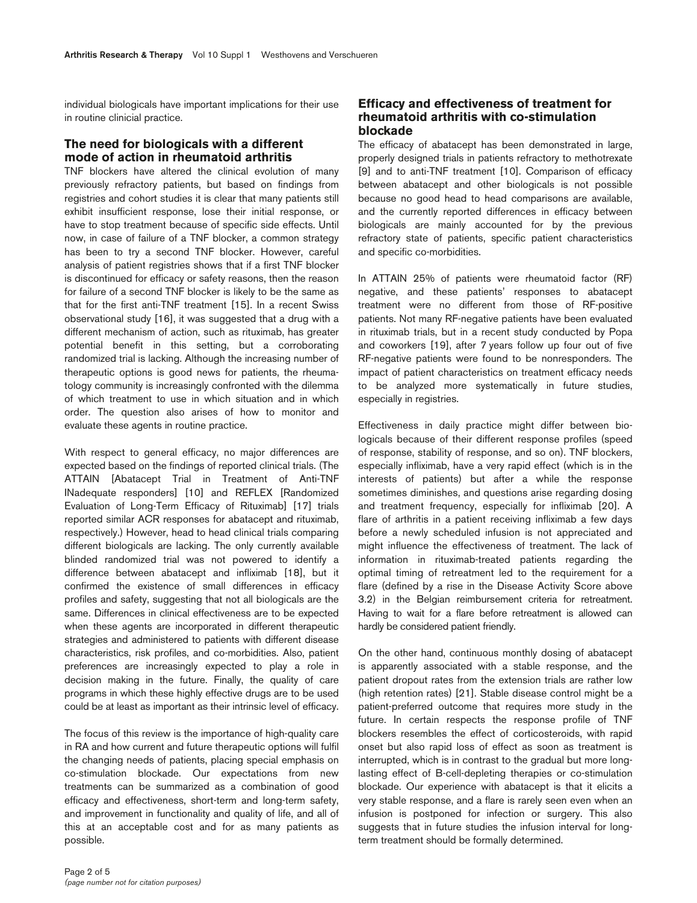individual biologicals have important implications for their use in routine clinicial practice.

## The need for biologicals with a different mode of action in rheumatoid arthritis

TNF blockers have altered the clinical evolution of many previously refractory patients, but based on findings from registries and cohort studies it is clear that many patients still exhibit insufficient response, lose their initial response, or have to stop treatment because of specific side effects. Until now, in case of failure of a TNF blocker, a common strategy has been to try a second TNF blocker. However, careful analysis of patient registries shows that if a first TNF blocker is discontinued for efficacy or safety reasons, then the reason for failure of a second TNF blocker is likely to be the same as that for the first anti-TNF treatment [15]. In a recent Swiss observational study [16], it was suggested that a drug with a different mechanism of action, such as rituximab, has greater potential benefit in this setting, but a corroborating randomized trial is lacking. Although the increasing number of therapeutic options is good news for patients, the rheumatology community is increasingly confronted with the dilemma of which treatment to use in which situation and in which order. The question also arises of how to monitor and evaluate these agents in routine practice.

With respect to general efficacy, no major differences are expected based on the findings of reported clinical trials. (The ATTAIN [Abatacept Trial in Treatment of Anti-TNF INadequate responders] [10] and REFLEX [Randomized Evaluation of Long-Term Efficacy of Rituximab] [17] trials reported similar ACR responses for abatacept and rituximab, respectively.) However, head to head clinical trials comparing different biologicals are lacking. The only currently available blinded randomized trial was not powered to identify a difference between abatacept and infliximab [18], but it confirmed the existence of small differences in efficacy profiles and safety, suggesting that not all biologicals are the same. Differences in clinical effectiveness are to be expected when these agents are incorporated in different therapeutic strategies and administered to patients with different disease characteristics, risk profiles, and co-morbidities. Also, patient preferences are increasingly expected to play a role in decision making in the future. Finally, the quality of care programs in which these highly effective drugs are to be used could be at least as important as their intrinsic level of efficacy.

The focus of this review is the importance of high-quality care in RA and how current and future therapeutic options will fulfil the changing needs of patients, placing special emphasis on co-stimulation blockade. Our expectations from new treatments can be summarized as a combination of good efficacy and effectiveness, short-term and long-term safety, and improvement in functionality and quality of life, and all of this at an acceptable cost and for as many patients as possible.

## Efficacy and effectiveness of treatment for rheumatoid arthritis with co-stimulation blockade

The efficacy of abatacept has been demonstrated in large, properly designed trials in patients refractory to methotrexate [9] and to anti-TNF treatment [10]. Comparison of efficacy between abatacept and other biologicals is not possible because no good head to head comparisons are available, and the currently reported differences in efficacy between biologicals are mainly accounted for by the previous refractory state of patients, specific patient characteristics and specific co-morbidities.

In ATTAIN 25% of patients were rheumatoid factor (RF) negative, and these patients' responses to abatacept treatment were no different from those of RF-positive patients. Not many RF-negative patients have been evaluated in rituximab trials, but in a recent study conducted by Popa and coworkers [19], after 7 years follow up four out of five RF-negative patients were found to be nonresponders. The impact of patient characteristics on treatment efficacy needs to be analyzed more systematically in future studies, especially in registries.

Effectiveness in daily practice might differ between biologicals because of their different response profiles (speed of response, stability of response, and so on). TNF blockers, especially infliximab, have a very rapid effect (which is in the interests of patients) but after a while the response sometimes diminishes, and questions arise regarding dosing and treatment frequency, especially for infliximab [20]. A flare of arthritis in a patient receiving infliximab a few days before a newly scheduled infusion is not appreciated and might influence the effectiveness of treatment. The lack of information in rituximab-treated patients regarding the optimal timing of retreatment led to the requirement for a flare (defined by a rise in the Disease Activity Score above 3.2) in the Belgian reimbursement criteria for retreatment. Having to wait for a flare before retreatment is allowed can hardly be considered patient friendly.

On the other hand, continuous monthly dosing of abatacept is apparently associated with a stable response, and the patient dropout rates from the extension trials are rather low (high retention rates) [21]. Stable disease control might be a patient-preferred outcome that requires more study in the future. In certain respects the response profile of TNF blockers resembles the effect of corticosteroids, with rapid onset but also rapid loss of effect as soon as treatment is interrupted, which is in contrast to the gradual but more long-lasting effect of B-cell-depleting therapies or co-stimulation blockade. Our experience with abatacept is that it elicits a very stable response, and a flare is rarely seen even when an infusion is postponed for infection or surgery. This also suggests that in future studies the infusion interval for long-term treatment should be formally determined.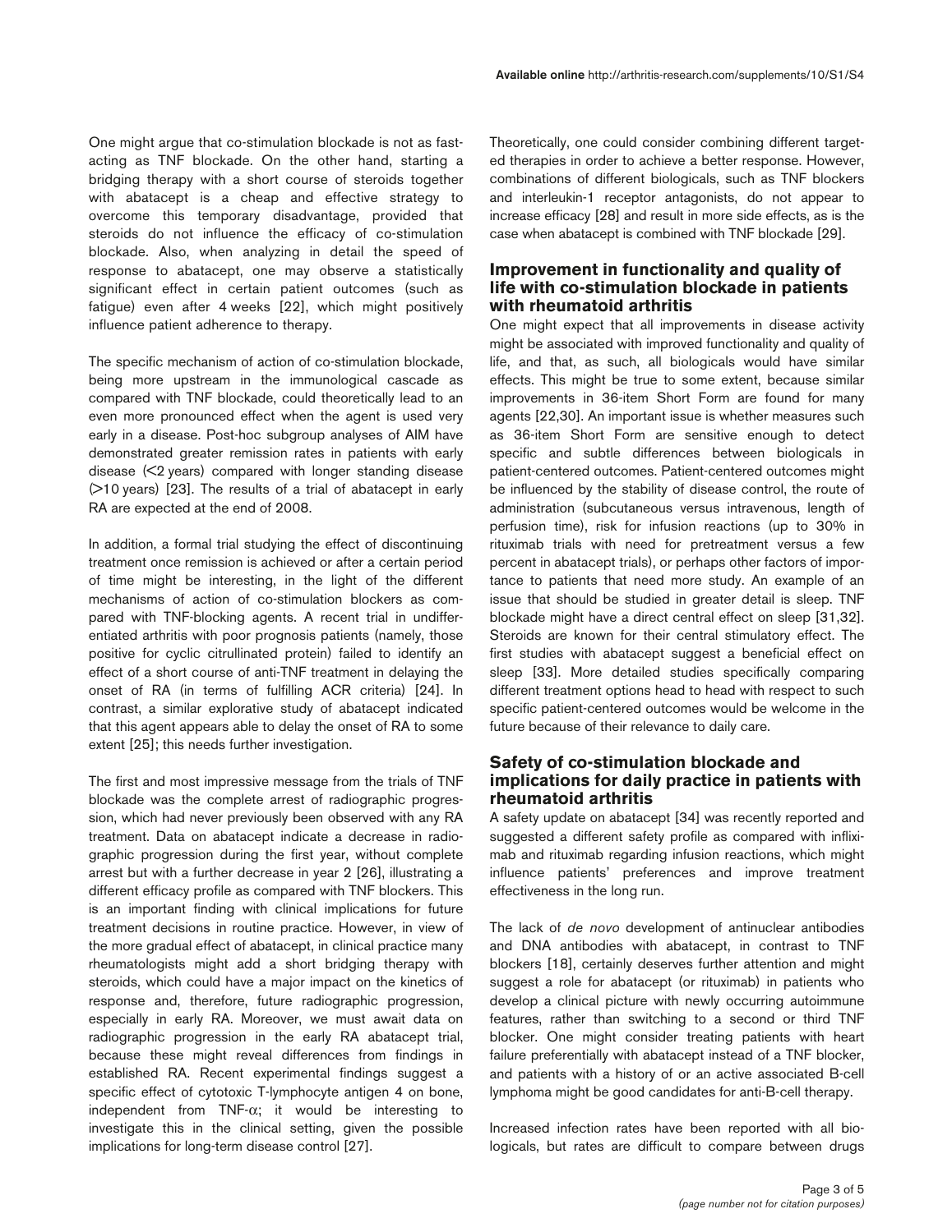One might argue that co-stimulation blockade is not as fast-acting as TNF blockade. On the other hand, starting a bridging therapy with a short course of steroids together with abatacept is a cheap and effective strategy to overcome this temporary disadvantage, provided that steroids do not influence the efficacy of co-stimulation blockade. Also, when analyzing in detail the speed of response to abatacept, one may observe a statistically significant effect in certain patient outcomes (such as fatigue) even after 4 weeks [22], which might positively influence patient adherence to therapy.

The specific mechanism of action of co-stimulation blockade, being more upstream in the immunological cascade as compared with TNF blockade, could theoretically lead to an even more pronounced effect when the agent is used very early in a disease. Post-hoc subgroup analyses of AIM have demonstrated greater remission rates in patients with early disease (<2 years) compared with longer standing disease (>10 years) [23]. The results of a trial of abatacept in early RA are expected at the end of 2008.

In addition, a formal trial studying the effect of discontinuing treatment once remission is achieved or after a certain period of time might be interesting, in the light of the different mechanisms of action of co-stimulation blockers as compared with TNF-blocking agents. A recent trial in undifferentiated arthritis with poor prognosis patients (namely, those positive for cyclic citrullinated protein) failed to identify an effect of a short course of anti-TNF treatment in delaying the onset of RA (in terms of fulfilling ACR criteria) [24]. In contrast, a similar explorative study of abatacept indicated that this agent appears able to delay the onset of RA to some extent [25]; this needs further investigation.

The first and most impressive message from the trials of TNF blockade was the complete arrest of radiographic progression, which had never previously been observed with any RA treatment. Data on abatacept indicate a decrease in radiographic progression during the first year, without complete arrest but with a further decrease in year 2 [26], illustrating a different efficacy profile as compared with TNF blockers. This is an important finding with clinical implications for future treatment decisions in routine practice. However, in view of the more gradual effect of abatacept, in clinical practice many rheumatologists might add a short bridging therapy with steroids, which could have a major impact on the kinetics of response and, therefore, future radiographic progression, especially in early RA. Moreover, we must await data on radiographic progression in the early RA abatacept trial, because these might reveal differences from findings in established RA. Recent experimental findings suggest a specific effect of cytotoxic T-lymphocyte antigen 4 on bone, independent from TNF-$\alpha$; it would be interesting to investigate this in the clinical setting, given the possible implications for long-term disease control [27].

Theoretically, one could consider combining different targeted therapies in order to achieve a better response. However, combinations of different biologicals, such as TNF blockers and interleukin-1 receptor antagonists, do not appear to increase efficacy [28] and result in more side effects, as is the case when abatacept is combined with TNF blockade [29].

## Improvement in functionality and quality of life with co-stimulation blockade in patients with rheumatoid arthritis

One might expect that all improvements in disease activity might be associated with improved functionality and quality of life, and that, as such, all biologicals would have similar effects. This might be true to some extent, because similar improvements in 36-item Short Form are found for many agents [22,30]. An important issue is whether measures such as 36-item Short Form are sensitive enough to detect specific and subtle differences between biologicals in patient-centered outcomes. Patient-centered outcomes might be influenced by the stability of disease control, the route of administration (subcutaneous versus intravenous, length of perfusion time), risk for infusion reactions (up to 30% in rituximab trials with need for pretreatment versus a few percent in abatacept trials), or perhaps other factors of importance to patients that need more study. An example of an issue that should be studied in greater detail is sleep. TNF blockade might have a direct central effect on sleep [31,32]. Steroids are known for their central stimulatory effect. The first studies with abatacept suggest a beneficial effect on sleep [33]. More detailed studies specifically comparing different treatment options head to head with respect to such specific patient-centered outcomes would be welcome in the future because of their relevance to daily care.

## Safety of co-stimulation blockade and implications for daily practice in patients with rheumatoid arthritis

A safety update on abatacept [34] was recently reported and suggested a different safety profile as compared with infliximab and rituximab regarding infusion reactions, which might influence patients' preferences and improve treatment effectiveness in the long run.

The lack of *de novo* development of antinuclear antibodies and DNA antibodies with abatacept, in contrast to TNF blockers [18], certainly deserves further attention and might suggest a role for abatacept (or rituximab) in patients who develop a clinical picture with newly occurring autoimmune features, rather than switching to a second or third TNF blocker. One might consider treating patients with heart failure preferentially with abatacept instead of a TNF blocker, and patients with a history of or an active associated B-cell lymphoma might be good candidates for anti-B-cell therapy.

Increased infection rates have been reported with all biologicals, but rates are difficult to compare between drugs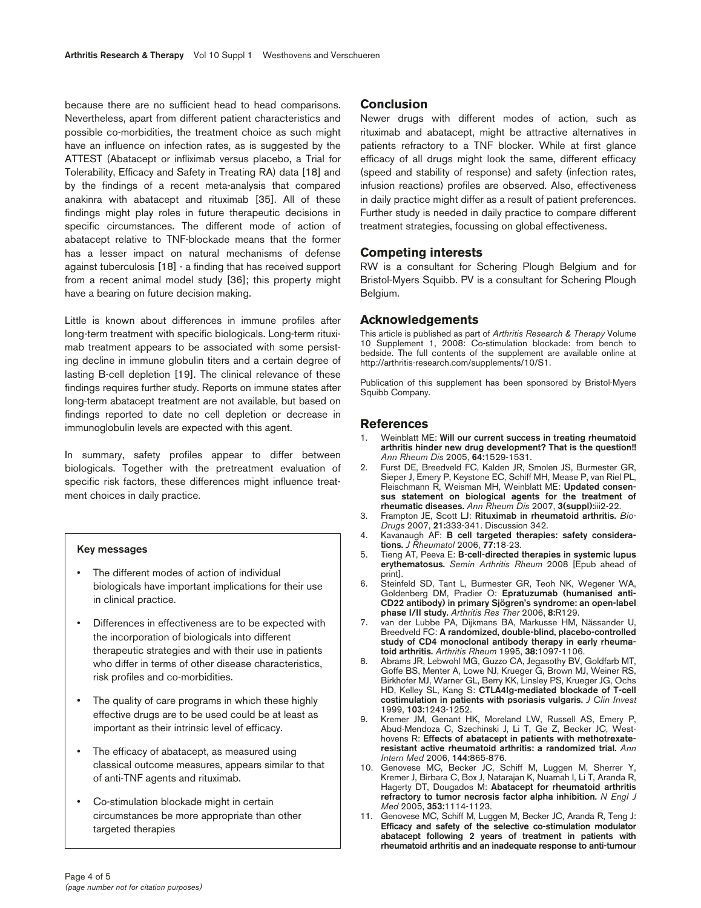because there are no sufficient head to head comparisons. Nevertheless, apart from different patient characteristics and possible co-morbidities, the treatment choice as such might have an influence on infection rates, as is suggested by the ATTEST (Abatacept or infliximab versus placebo, a Trial for Tolerability, Efficacy and Safety in Treating RA) data [18] and by the findings of a recent meta-analysis that compared anakinra with abatacept and rituximab [35]. All of these findings might play roles in future therapeutic decisions in specific circumstances. The different mode of action of abatacept relative to TNF-blockade means that the former has a lesser impact on natural mechanisms of defense against tuberculosis [18] - a finding that has received support from a recent animal model study [36]; this property might have a bearing on future decision making.

Little is known about differences in immune profiles after long-term treatment with specific biologicals. Long-term rituximab treatment appears to be associated with some persisting decline in immune globulin titers and a certain degree of lasting B-cell depletion [19]. The clinical relevance of these findings requires further study. Reports on immune states after long-term abatacept treatment are not available, but based on findings reported to date no cell depletion or decrease in immunoglobulin levels are expected with this agent.

In summary, safety profiles appear to differ between biologicals. Together with the pretreatment evaluation of specific risk factors, these differences might influence treatment choices in daily practice.

**Key messages**

- The different modes of action of individual biologicals have important implications for their use in clinical practice.
- Differences in effectiveness are to be expected with the incorporation of biologicals into different therapeutic strategies and with their use in patients who differ in terms of other disease characteristics, risk profiles and co-morbidities.
- The quality of care programs in which these highly effective drugs are to be used could be at least as important as their intrinsic level of efficacy.
- The efficacy of abatacept, as measured using classical outcome measures, appears similar to that of anti-TNF agents and rituximab.
- Co-stimulation blockade might in certain circumstances be more appropriate than other targeted therapies

## Conclusion

Newer drugs with different modes of action, such as rituximab and abatacept, might be attractive alternatives in patients refractory to a TNF blocker. While at first glance efficacy of all drugs might look the same, different efficacy (speed and stability of response) and safety (infection rates, infusion reactions) profiles are observed. Also, effectiveness in daily practice might differ as a result of patient preferences. Further study is needed in daily practice to compare different treatment strategies, focussing on global effectiveness.

## Competing interests

RW is a consultant for Schering Plough Belgium and for Bristol-Myers Squibb. PV is a consultant for Schering Plough Belgium.

## Acknowledgements

This article is published as part of *Arthritis Research & Therapy* Volume 10 Supplement 1, 2008: Co-stimulation blockade: from bench to bedside. The full contents of the supplement are available online at http://arthritis-research.com/supplements/10/S1.

Publication of this supplement has been sponsored by Bristol-Myers Squibb Company.

## References

1. Weinblatt ME: **Will our current success in treating rheumatoid arthritis hinder new drug development? That is the question!!** *Ann Rheum Dis* 2005, **64:**1529-1531.
2. Furst DE, Breedveld FC, Kalden JR, Smolen JS, Burmester GR, Sieper J, Emery P, Keystone EC, Schiff MH, Mease P, van Riel PL, Fleischmann R, Weisman MH, Weinblatt ME: **Updated consensus statement on biological agents for the treatment of rheumatic diseases.** *Ann Rheum Dis* 2007, **3(suppl):**iii2-22.
3. Frampton JE, Scott LJ: **Rituximab in rheumatoid arthritis.** *BioDrugs* 2007, **21:**333-341. Discussion 342.
4. Kavanaugh AF: **B cell targeted therapies: safety considerations.** *J Rheumatol* 2006, **77:**18-23.
5. Tieng AT, Peeva E: **B-cell-directed therapies in systemic lupus erythematosus.** *Semin Arthritis Rheum* 2008 [Epub ahead of print].
6. Steinfeld SD, Tant L, Burmester GR, Teoh NK, Wegener WA, Goldenberg DM, Pradier O: **Epratuzumab (humanised anti-CD22 antibody) in primary Sjögren's syndrome: an open-label phase I/II study.** *Arthritis Res Ther* 2006, **8:**R129.
7. van der Lubbe PA, Dijkmans BA, Markusse HM, Nässander U, Breedveld FC: **A randomized, double-blind, placebo-controlled study of CD4 monoclonal antibody therapy in early rheumatoid arthritis.** *Arthritis Rheum* 1995, **38:**1097-1106.
8. Abrams JR, Lebwohl MG, Guzzo CA, Jegasothy BV, Goldfarb MT, Goffe BS, Menter A, Lowe NJ, Krueger G, Brown MJ, Weiner RS, Birkhofer MJ, Warner GL, Berry KK, Linsley PS, Krueger JG, Ochs HD, Kelley SL, Kang S: **CTLA4Ig-mediated blockade of T-cell costimulation in patients with psoriasis vulgaris.** *J Clin Invest* 1999, **103:**1243-1252.
9. Kremer JM, Genant HK, Moreland LW, Russell AS, Emery P, Abud-Mendoza C, Szechinski J, Li T, Ge Z, Becker JC, Westhovens R: **Effects of abatacept in patients with methotrexate-resistant active rheumatoid arthritis: a randomized trial.** *Ann Intern Med* 2006, **144:**865-876.
10. Genovese MC, Becker JC, Schiff M, Luggen M, Sherrer Y, Kremer J, Birbara C, Box J, Natarajan K, Nuamah I, Li T, Aranda R, Hagerty DT, Dougados M: **Abatacept for rheumatoid arthritis refractory to tumor necrosis factor alpha inhibition.** *N Engl J Med* 2005, **353:**1114-1123.
11. Genovese MC, Schiff M, Luggen M, Becker JC, Aranda R, Teng J: **Efficacy and safety of the selective co-stimulation modulator abatacept following 2 years of treatment in patients with rheumatoid arthritis and an inadequate response to anti-tumour**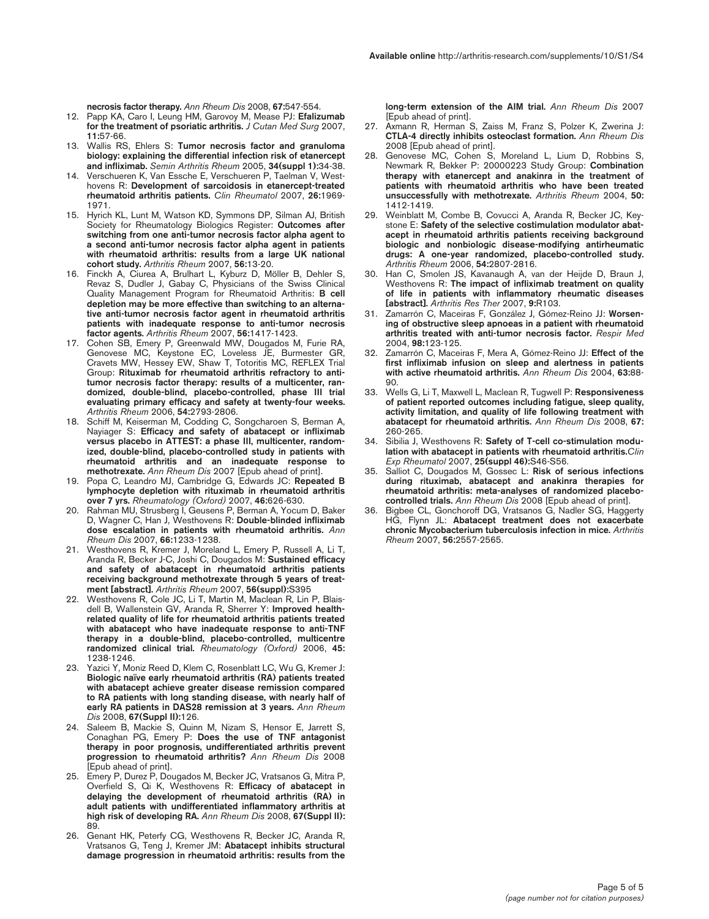necrosis factor therapy. *Ann Rheum Dis* 2008, **67:**547-554.

12. Papp KA, Caro I, Leung HM, Garovoy M, Mease PJ: **Efalizumab for the treatment of psoriatic arthritis.** *J Cutan Med Surg* 2007, **11:**57-66.
13. Wallis RS, Ehlers S: **Tumor necrosis factor and granuloma biology: explaining the differential infection risk of etanercept and infliximab.** *Semin Arthritis Rheum* 2005, **34(suppl 1):**34-38.
14. Verschueren K, Van Essche E, Verschueren P, Taelman V, Westhovens R: **Development of sarcoidosis in etanercept-treated rheumatoid arthritis patients.** *Clin Rheumatol* 2007, **26:**1969-1971.
15. Hyrich KL, Lunt M, Watson KD, Symmons DP, Silman AJ, British Society for Rheumatology Biologics Register: **Outcomes after switching from one anti-tumor necrosis factor alpha agent to a second anti-tumor necrosis factor alpha agent in patients with rheumatoid arthritis: results from a large UK national cohort study.** *Arthritis Rheum* 2007, **56:**13-20.
16. Finckh A, Ciurea A, Brulhart L, Kyburz D, Möller B, Dehler S, Revaz S, Dudler J, Gabay C, Physicians of the Swiss Clinical Quality Management Program for Rheumatoid Arthritis: **B cell depletion may be more effective than switching to an alternative anti-tumor necrosis factor agent in rheumatoid arthritis patients with inadequate response to anti-tumor necrosis factor agents.** *Arthritis Rheum* 2007, **56:**1417-1423.
17. Cohen SB, Emery P, Greenwald MW, Dougados M, Furie RA, Genovese MC, Keystone EC, Loveless JE, Burmester GR, Cravets MW, Hessey EW, Shaw T, Totoritis MC, REFLEX Trial Group: **Rituximab for rheumatoid arthritis refractory to anti-tumor necrosis factor therapy: results of a multicenter, randomized, double-blind, placebo-controlled, phase III trial evaluating primary efficacy and safety at twenty-four weeks.** *Arthritis Rheum* 2006, **54:**2793-2806.
18. Schiff M, Keiserman M, Codding C, Songcharoen S, Berman A, Nayiager S: **Efficacy and safety of abatacept or infliximab versus placebo in ATTEST: a phase III, multicenter, randomized, double-blind, placebo-controlled study in patients with rheumatoid arthritis and an inadequate response to methotrexate.** *Ann Rheum Dis* 2007 [Epub ahead of print].
19. Popa C, Leandro MJ, Cambridge G, Edwards JC: **Repeated B lymphocyte depletion with rituximab in rheumatoid arthritis over 7 yrs.** *Rheumatology (Oxford)* 2007, **46:**626-630.
20. Rahman MU, Strusberg I, Geusens P, Berman A, Yocum D, Baker D, Wagner C, Han J, Westhovens R: **Double-blinded infliximab dose escalation in patients with rheumatoid arthritis.** *Ann Rheum Dis* 2007, **66:**1233-1238.
21. Westhovens R, Kremer J, Moreland L, Emery P, Russell A, Li T, Aranda R, Becker J-C, Joshi C, Dougados M: **Sustained efficacy and safety of abatacept in rheumatoid arthritis patients receiving background methotrexate through 5 years of treatment [abstract].** *Arthritis Rheum* 2007, **56(suppl):**S395
22. Westhovens R, Cole JC, Li T, Martin M, Maclean R, Lin P, Blaisdell B, Wallenstein GV, Aranda R, Sherrer Y: **Improved health-related quality of life for rheumatoid arthritis patients treated with abatacept who have inadequate response to anti-TNF therapy in a double-blind, placebo-controlled, multicentre randomized clinical trial.** *Rheumatology (Oxford)* 2006, **45:**1238-1246.
23. Yazici Y, Moniz Reed D, Klem C, Rosenblatt LC, Wu G, Kremer J: **Biologic naïve early rheumatoid arthritis (RA) patients treated with abatacept achieve greater disease remission compared to RA patients with long standing disease, with nearly half of early RA patients in DAS28 remission at 3 years.** *Ann Rheum Dis* 2008, **67(Suppl II):**126.
24. Saleem B, Mackie S, Quinn M, Nizam S, Hensor E, Jarrett S, Conaghan PG, Emery P: **Does the use of TNF antagonist therapy in poor prognosis, undifferentiated arthritis prevent progression to rheumatoid arthritis?** *Ann Rheum Dis* 2008 [Epub ahead of print].
25. Emery P, Durez P, Dougados M, Becker JC, Vratsanos G, Mitra P, Overfield S, Qi K, Westhovens R: **Efficacy of abatacept in delaying the development of rheumatoid arthritis (RA) in adult patients with undifferentiated inflammatory arthritis at high risk of developing RA.** *Ann Rheum Dis* 2008, **67(Suppl II):**89.
26. Genant HK, Peterfy CG, Westhovens R, Becker JC, Aranda R, Vratsanos G, Teng J, Kremer JM: **Abatacept inhibits structural damage progression in rheumatoid arthritis: results from the long-term extension of the AIM trial.** *Ann Rheum Dis* 2007 [Epub ahead of print].
27. Axmann R, Herman S, Zaiss M, Franz S, Polzer K, Zwerina J: **CTLA-4 directly inhibits osteoclast formation.** *Ann Rheum Dis* 2008 [Epub ahead of print].
28. Genovese MC, Cohen S, Moreland L, Lium D, Robbins S, Newmark R, Bekker P: 20000223 Study Group: **Combination therapy with etanercept and anakinra in the treatment of patients with rheumatoid arthritis who have been treated unsuccessfully with methotrexate.** *Arthritis Rheum* 2004, **50:**1412-1419.
29. Weinblatt M, Combe B, Covucci A, Aranda R, Becker JC, Keystone E: **Safety of the selective costimulation modulator abatacept in rheumatoid arthritis patients receiving background biologic and nonbiologic disease-modifying antirheumatic drugs: A one-year randomized, placebo-controlled study.** *Arthritis Rheum* 2006, **54:**2807-2816.
30. Han C, Smolen JS, Kavanaugh A, van der Heijde D, Braun J, Westhovens R: **The impact of infliximab treatment on quality of life in patients with inflammatory rheumatic diseases [abstract].** *Arthritis Res Ther* 2007, **9:**R103.
31. Zamarrón C, Maceiras F, González J, Gómez-Reino JJ: **Worsening of obstructive sleep apnoeas in a patient with rheumatoid arthritis treated with anti-tumor necrosis factor.** *Respir Med* 2004, **98:**123-125.
32. Zamarrón C, Maceiras F, Mera A, Gómez-Reino JJ: **Effect of the first infliximab infusion on sleep and alertness in patients with active rheumatoid arthritis.** *Ann Rheum Dis* 2004, **63:**88-90.
33. Wells G, Li T, Maxwell L, Maclean R, Tugwell P: **Responsiveness of patient reported outcomes including fatigue, sleep quality, activity limitation, and quality of life following treatment with abatacept for rheumatoid arthritis.** *Ann Rheum Dis* 2008, **67:**260-265.
34. Sibilia J, Westhovens R: **Safety of T-cell co-stimulation modulation with abatacept in patients with rheumatoid arthritis.** *Clin Exp Rheumatol* 2007, **25(suppl 46):**S46-S56.
35. Salliot C, Dougados M, Gossec L: **Risk of serious infections during rituximab, abatacept and anakinra therapies for rheumatoid arthritis: meta-analyses of randomized placebo-controlled trials.** *Ann Rheum Dis* 2008 [Epub ahead of print].
36. Bigbee CL, Gonchoroff DG, Vratsanos G, Nadler SG, Haggerty HG, Flynn JL: **Abatacept treatment does not exacerbate chronic Mycobacterium tuberculosis infection in mice.** *Arthritis Rheum* 2007, **56:**2557-2565.